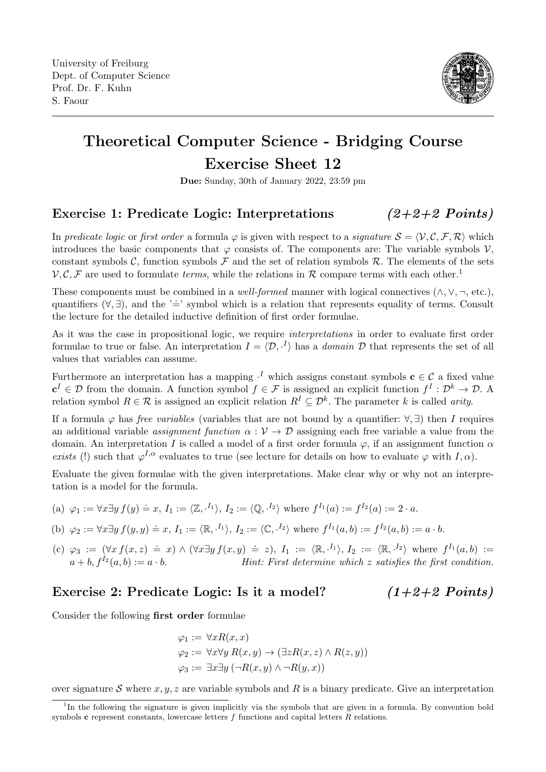University of Freiburg
Dept. of Computer Science
Prof. Dr. F. Kuhn
S. Faour

# Theoretical Computer Science - Bridging Course
# Exercise Sheet 12

**Due:** Sunday, 30th of January 2022, 23:59 pm

## Exercise 1: Predicate Logic: Interpretations *(2+2+2 Points)*

In *predicate logic* or *first order* a formula $\varphi$ is given with respect to a *signature* $\mathcal{S} = \langle \mathcal{V}, \mathcal{C}, \mathcal{F}, \mathcal{R} \rangle$ which introduces the basic components that $\varphi$ consists of. The components are: The variable symbols $\mathcal{V}$, constant symbols $\mathcal{C}$, function symbols $\mathcal{F}$ and the set of relation symbols $\mathcal{R}$. The elements of the sets $\mathcal{V}, \mathcal{C}, \mathcal{F}$ are used to formulate *terms*, while the relations in $\mathcal{R}$ compare terms with each other.[1]

These components must be combined in a *well-formed* manner with logical connectives ($\wedge, \vee, \neg$, etc.), quantifiers ($\forall, \exists$), and the '$\doteq$' symbol which is a relation that represents equality of terms. Consult the lecture for the detailed inductive definition of first order formulae.

As it was the case in propositional logic, we require *interpretations* in order to evaluate first order formulae to true or false. An interpretation $I = \langle \mathcal{D}, \cdot^I \rangle$ has a *domain* $\mathcal{D}$ that represents the set of all values that variables can assume.

Furthermore an interpretation has a mapping $\cdot^I$ which assigns constant symbols $\mathbf{c} \in \mathcal{C}$ a fixed value $\mathbf{c}^I \in \mathcal{D}$ from the domain. A function symbol $f \in \mathcal{F}$ is assigned an explicit function $f^I : \mathcal{D}^k \to \mathcal{D}$. A relation symbol $R \in \mathcal{R}$ is assigned an explicit relation $R^I \subseteq \mathcal{D}^k$. The parameter $k$ is called *arity*.

If a formula $\varphi$ has *free variables* (variables that are not bound by a quantifier: $\forall, \exists$) then $I$ requires an additional variable *assignment function* $\alpha : \mathcal{V} \to \mathcal{D}$ assigning each free variable a value from the domain. An interpretation $I$ is called a model of a first order formula $\varphi$, if an assignment function $\alpha$ *exists* (!) such that $\varphi^{I,\alpha}$ evaluates to true (see lecture for details on how to evaluate $\varphi$ with $I, \alpha$).

Evaluate the given formulae with the given interpretations. Make clear why or why not an interpretation is a model for the formula.

(a) $\varphi_1 := \forall x \exists y\, f(y) \doteq x$, $I_1 := \langle \mathbb{Z}, \cdot^{I_1} \rangle$, $I_2 := \langle \mathbb{Q}, \cdot^{I_2} \rangle$ where $f^{I_1}(a) := f^{I_2}(a) := 2 \cdot a$.

(b) $\varphi_2 := \forall x \exists y\, f(y, y) \doteq x$, $I_1 := \langle \mathbb{R}, \cdot^{I_1} \rangle$, $I_2 := \langle \mathbb{C}, \cdot^{I_2} \rangle$ where $f^{I_1}(a, b) := f^{I_2}(a, b) := a \cdot b$.

(c) $\varphi_3 := (\forall x\, f(x, z) \doteq x) \wedge (\forall x \exists y\, f(x, y) \doteq z)$, $I_1 := \langle \mathbb{R}, \cdot^{I_1} \rangle$, $I_2 := \langle \mathbb{R}, \cdot^{I_2} \rangle$ where $f^{I_1}(a, b) := a + b$, $f^{I_2}(a, b) := a \cdot b$. *Hint: First determine which $z$ satisfies the first condition.*

## Exercise 2: Predicate Logic: Is it a model? *(1+2+2 Points)*

Consider the following **first order** formulae

$$
\begin{aligned}
\varphi_1 &:= \forall x R(x, x) \\
\varphi_2 &:= \forall x \forall y\, R(x, y) \to (\exists z R(x, z) \wedge R(z, y)) \\
\varphi_3 &:= \exists x \exists y\, (\neg R(x, y) \wedge \neg R(y, x))
\end{aligned}
$$

over signature $\mathcal{S}$ where $x, y, z$ are variable symbols and $R$ is a binary predicate. Give an interpretation

[1] In the following the signature is given implicitly via the symbols that are given in a formula. By convention bold symbols $\mathbf{c}$ represent constants, lowercase letters $f$ functions and capital letters $R$ relations.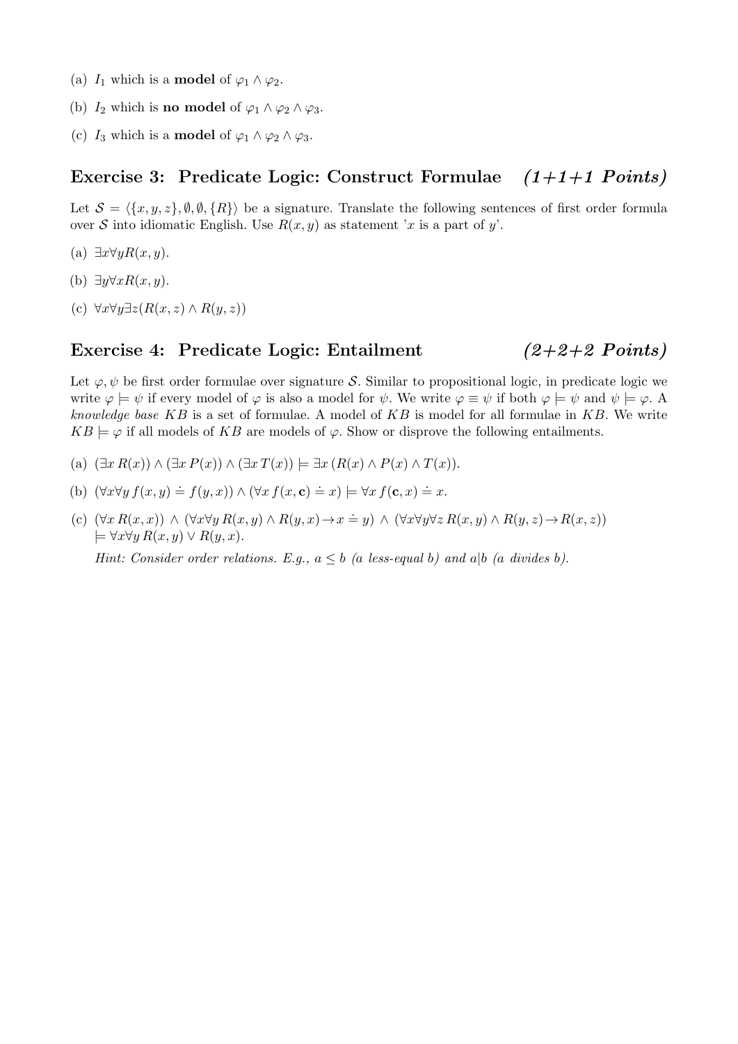(a) $I_1$ which is a **model** of $\varphi_1 \wedge \varphi_2$.

(b) $I_2$ which is **no model** of $\varphi_1 \wedge \varphi_2 \wedge \varphi_3$.

(c) $I_3$ which is a **model** of $\varphi_1 \wedge \varphi_2 \wedge \varphi_3$.

## Exercise 3: Predicate Logic: Construct Formulae *(1+1+1 Points)*

Let $\mathcal{S} = \langle \{x, y, z\}, \emptyset, \emptyset, \{R\} \rangle$ be a signature. Translate the following sentences of first order formula over $\mathcal{S}$ into idiomatic English. Use $R(x, y)$ as statement '$x$ is a part of $y$'.

(a) $\exists x \forall y R(x, y)$.

(b) $\exists y \forall x R(x, y)$.

(c) $\forall x \forall y \exists z (R(x, z) \wedge R(y, z))$

## Exercise 4: Predicate Logic: Entailment *(2+2+2 Points)*

Let $\varphi, \psi$ be first order formulae over signature $\mathcal{S}$. Similar to propositional logic, in predicate logic we write $\varphi \models \psi$ if every model of $\varphi$ is also a model for $\psi$. We write $\varphi \equiv \psi$ if both $\varphi \models \psi$ and $\psi \models \varphi$. A *knowledge base* $KB$ is a set of formulae. A model of $KB$ is model for all formulae in $KB$. We write $KB \models \varphi$ if all models of $KB$ are models of $\varphi$. Show or disprove the following entailments.

(a) $(\exists x\, R(x)) \wedge (\exists x\, P(x)) \wedge (\exists x\, T(x)) \models \exists x\, (R(x) \wedge P(x) \wedge T(x))$.

(b) $(\forall x \forall y\, f(x, y) \doteq f(y, x)) \wedge (\forall x\, f(x, \mathbf{c}) \doteq x) \models \forall x\, f(\mathbf{c}, x) \doteq x$.

(c) $(\forall x\, R(x, x)) \wedge (\forall x \forall y\, R(x, y) \wedge R(y, x) \rightarrow x \doteq y) \wedge (\forall x \forall y \forall z\, R(x, y) \wedge R(y, z) \rightarrow R(x, z))$
$\models \forall x \forall y\, R(x, y) \vee R(y, x)$.

*Hint: Consider order relations. E.g., $a \leq b$ (a less-equal b) and $a|b$ (a divides b).*